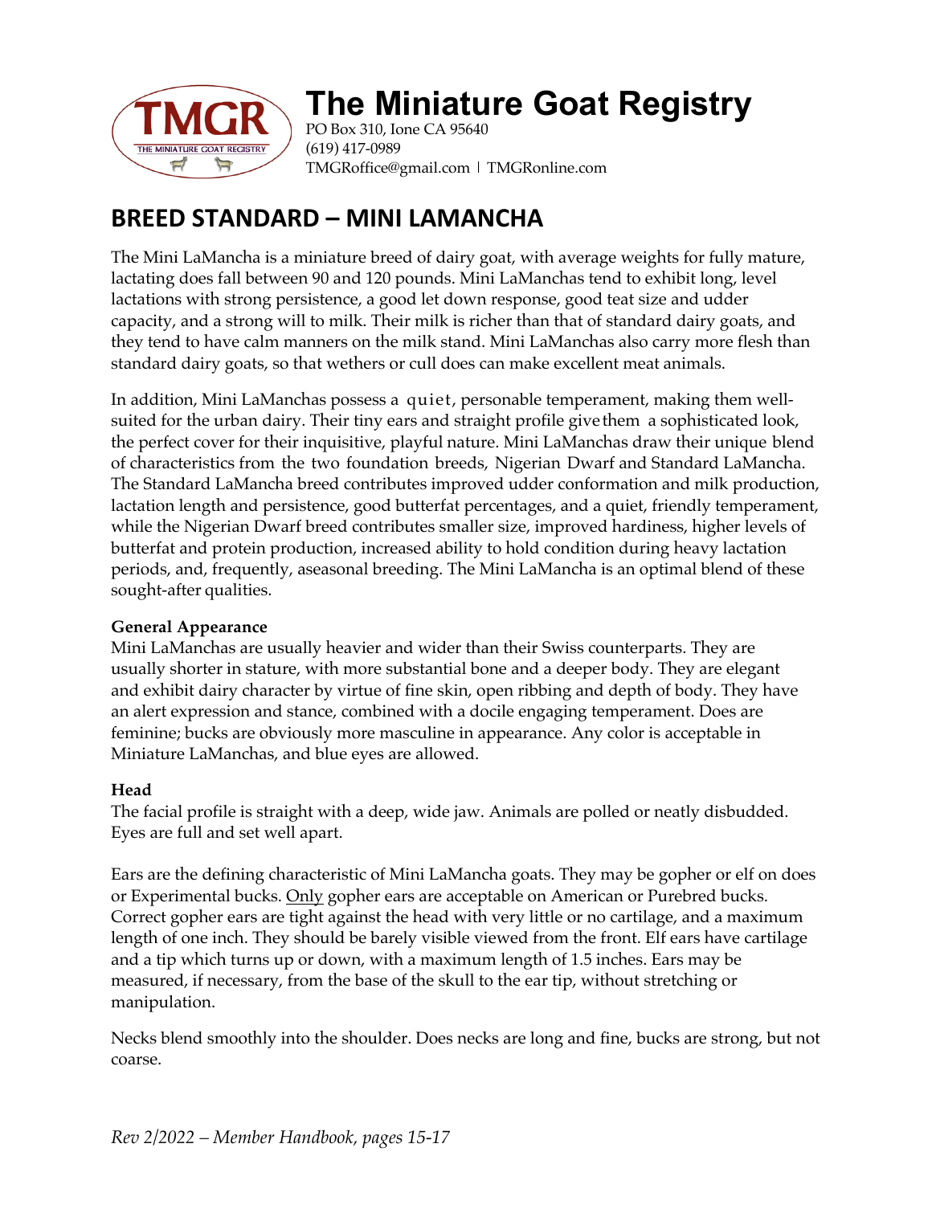# The Miniature Goat Registry

PO Box 310, Ione CA 95640
(619) 417-0989
TMGRoffice@gmail.com | TMGRonline.com

## BREED STANDARD – MINI LAMANCHA

The Mini LaMancha is a miniature breed of dairy goat, with average weights for fully mature, lactating does fall between 90 and 120 pounds. Mini LaManchas tend to exhibit long, level lactations with strong persistence, a good let down response, good teat size and udder capacity, and a strong will to milk. Their milk is richer than that of standard dairy goats, and they tend to have calm manners on the milk stand. Mini LaManchas also carry more flesh than standard dairy goats, so that wethers or cull does can make excellent meat animals.

In addition, Mini LaManchas possess a quiet, personable temperament, making them well-suited for the urban dairy. Their tiny ears and straight profile give them a sophisticated look, the perfect cover for their inquisitive, playful nature. Mini LaManchas draw their unique blend of characteristics from the two foundation breeds, Nigerian Dwarf and Standard LaMancha. The Standard LaMancha breed contributes improved udder conformation and milk production, lactation length and persistence, good butterfat percentages, and a quiet, friendly temperament, while the Nigerian Dwarf breed contributes smaller size, improved hardiness, higher levels of butterfat and protein production, increased ability to hold condition during heavy lactation periods, and, frequently, aseasonal breeding. The Mini LaMancha is an optimal blend of these sought-after qualities.

**General Appearance**
Mini LaManchas are usually heavier and wider than their Swiss counterparts. They are usually shorter in stature, with more substantial bone and a deeper body. They are elegant and exhibit dairy character by virtue of fine skin, open ribbing and depth of body. They have an alert expression and stance, combined with a docile engaging temperament. Does are feminine; bucks are obviously more masculine in appearance. Any color is acceptable in Miniature LaManchas, and blue eyes are allowed.

**Head**
The facial profile is straight with a deep, wide jaw. Animals are polled or neatly disbudded. Eyes are full and set well apart.

Ears are the defining characteristic of Mini LaMancha goats. They may be gopher or elf on does or Experimental bucks. <u>Only</u> gopher ears are acceptable on American or Purebred bucks. Correct gopher ears are tight against the head with very little or no cartilage, and a maximum length of one inch. They should be barely visible viewed from the front. Elf ears have cartilage and a tip which turns up or down, with a maximum length of 1.5 inches. Ears may be measured, if necessary, from the base of the skull to the ear tip, without stretching or manipulation.

Necks blend smoothly into the shoulder. Does necks are long and fine, bucks are strong, but not coarse.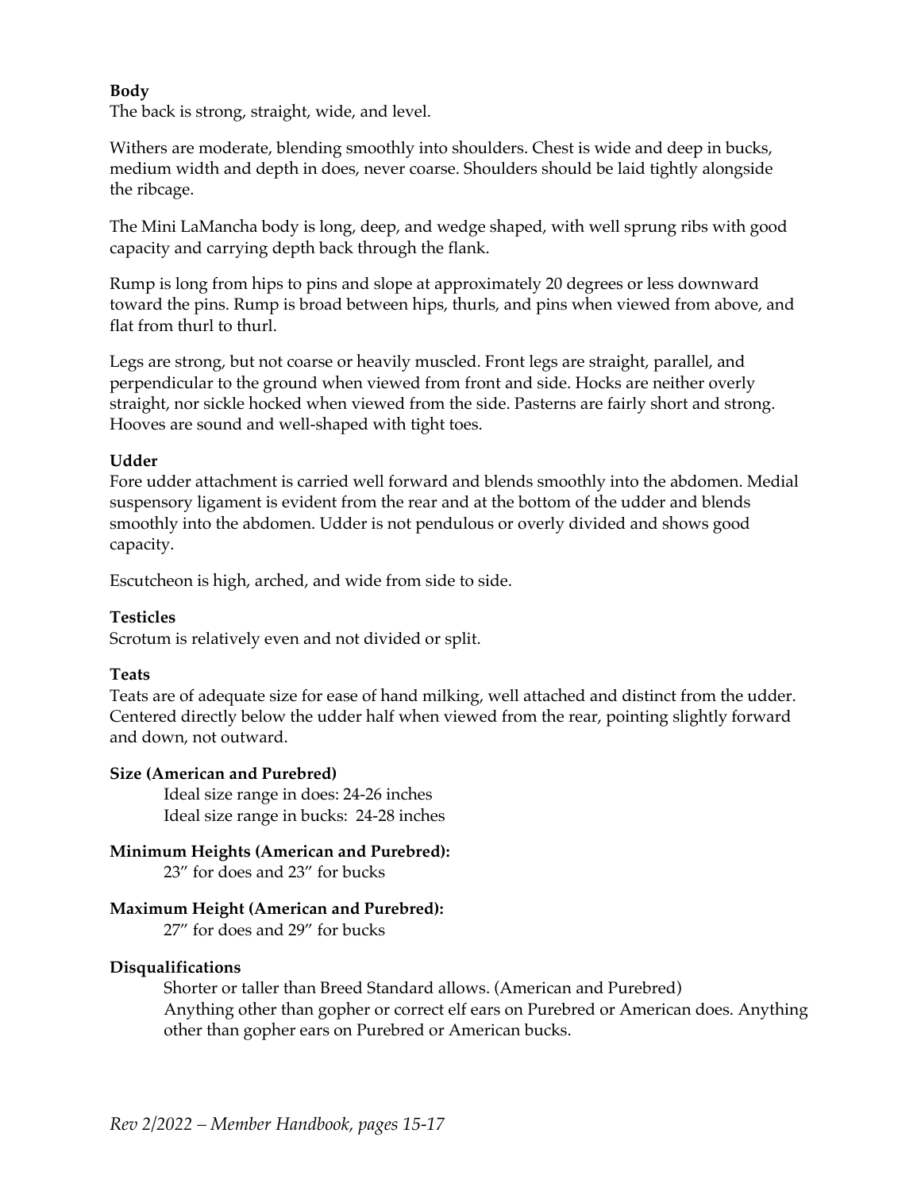**Body**

The back is strong, straight, wide, and level.

Withers are moderate, blending smoothly into shoulders. Chest is wide and deep in bucks, medium width and depth in does, never coarse. Shoulders should be laid tightly alongside the ribcage.

The Mini LaMancha body is long, deep, and wedge shaped, with well sprung ribs with good capacity and carrying depth back through the flank.

Rump is long from hips to pins and slope at approximately 20 degrees or less downward toward the pins. Rump is broad between hips, thurls, and pins when viewed from above, and flat from thurl to thurl.

Legs are strong, but not coarse or heavily muscled. Front legs are straight, parallel, and perpendicular to the ground when viewed from front and side. Hocks are neither overly straight, nor sickle hocked when viewed from the side. Pasterns are fairly short and strong. Hooves are sound and well-shaped with tight toes.

**Udder**

Fore udder attachment is carried well forward and blends smoothly into the abdomen. Medial suspensory ligament is evident from the rear and at the bottom of the udder and blends smoothly into the abdomen. Udder is not pendulous or overly divided and shows good capacity.

Escutcheon is high, arched, and wide from side to side.

**Testicles**

Scrotum is relatively even and not divided or split.

**Teats**

Teats are of adequate size for ease of hand milking, well attached and distinct from the udder. Centered directly below the udder half when viewed from the rear, pointing slightly forward and down, not outward.

**Size (American and Purebred)**

Ideal size range in does: 24-26 inches
Ideal size range in bucks: 24-28 inches

**Minimum Heights (American and Purebred):**

23" for does and 23" for bucks

**Maximum Height (American and Purebred):**

27" for does and 29" for bucks

**Disqualifications**

Shorter or taller than Breed Standard allows. (American and Purebred)
Anything other than gopher or correct elf ears on Purebred or American does. Anything other than gopher ears on Purebred or American bucks.